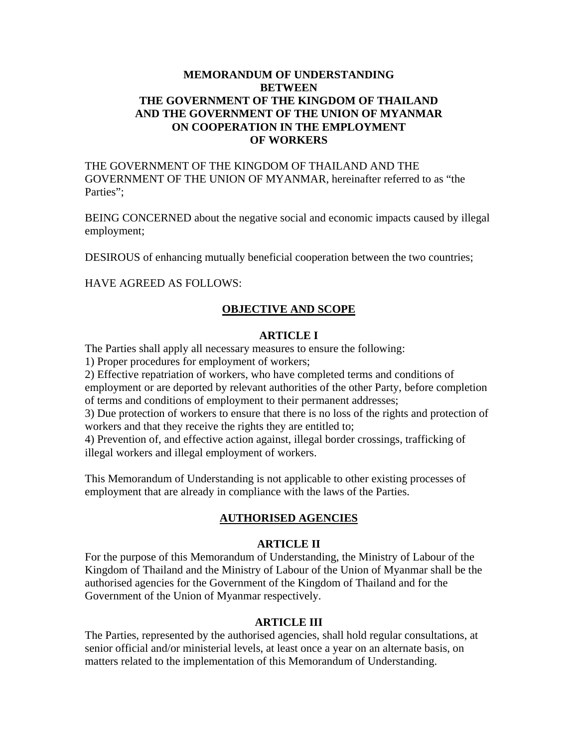# MEMORANDUM OF UNDERSTANDING BETWEEN THE GOVERNMENT OF THE KINGDOM OF THAILAND AND THE GOVERNMENT OF THE UNION OF MYANMAR ON COOPERATION IN THE EMPLOYMENT OF WORKERS

THE GOVERNMENT OF THE KINGDOM OF THAILAND AND THE GOVERNMENT OF THE UNION OF MYANMAR, hereinafter referred to as "the Parties";

BEING CONCERNED about the negative social and economic impacts caused by illegal employment;

DESIROUS of enhancing mutually beneficial cooperation between the two countries;

HAVE AGREED AS FOLLOWS:

## OBJECTIVE AND SCOPE

### ARTICLE I

The Parties shall apply all necessary measures to ensure the following:

1) Proper procedures for employment of workers;
2) Effective repatriation of workers, who have completed terms and conditions of employment or are deported by relevant authorities of the other Party, before completion of terms and conditions of employment to their permanent addresses;
3) Due protection of workers to ensure that there is no loss of the rights and protection of workers and that they receive the rights they are entitled to;
4) Prevention of, and effective action against, illegal border crossings, trafficking of illegal workers and illegal employment of workers.

This Memorandum of Understanding is not applicable to other existing processes of employment that are already in compliance with the laws of the Parties.

## AUTHORISED AGENCIES

### ARTICLE II

For the purpose of this Memorandum of Understanding, the Ministry of Labour of the Kingdom of Thailand and the Ministry of Labour of the Union of Myanmar shall be the authorised agencies for the Government of the Kingdom of Thailand and for the Government of the Union of Myanmar respectively.

### ARTICLE III

The Parties, represented by the authorised agencies, shall hold regular consultations, at senior official and/or ministerial levels, at least once a year on an alternate basis, on matters related to the implementation of this Memorandum of Understanding.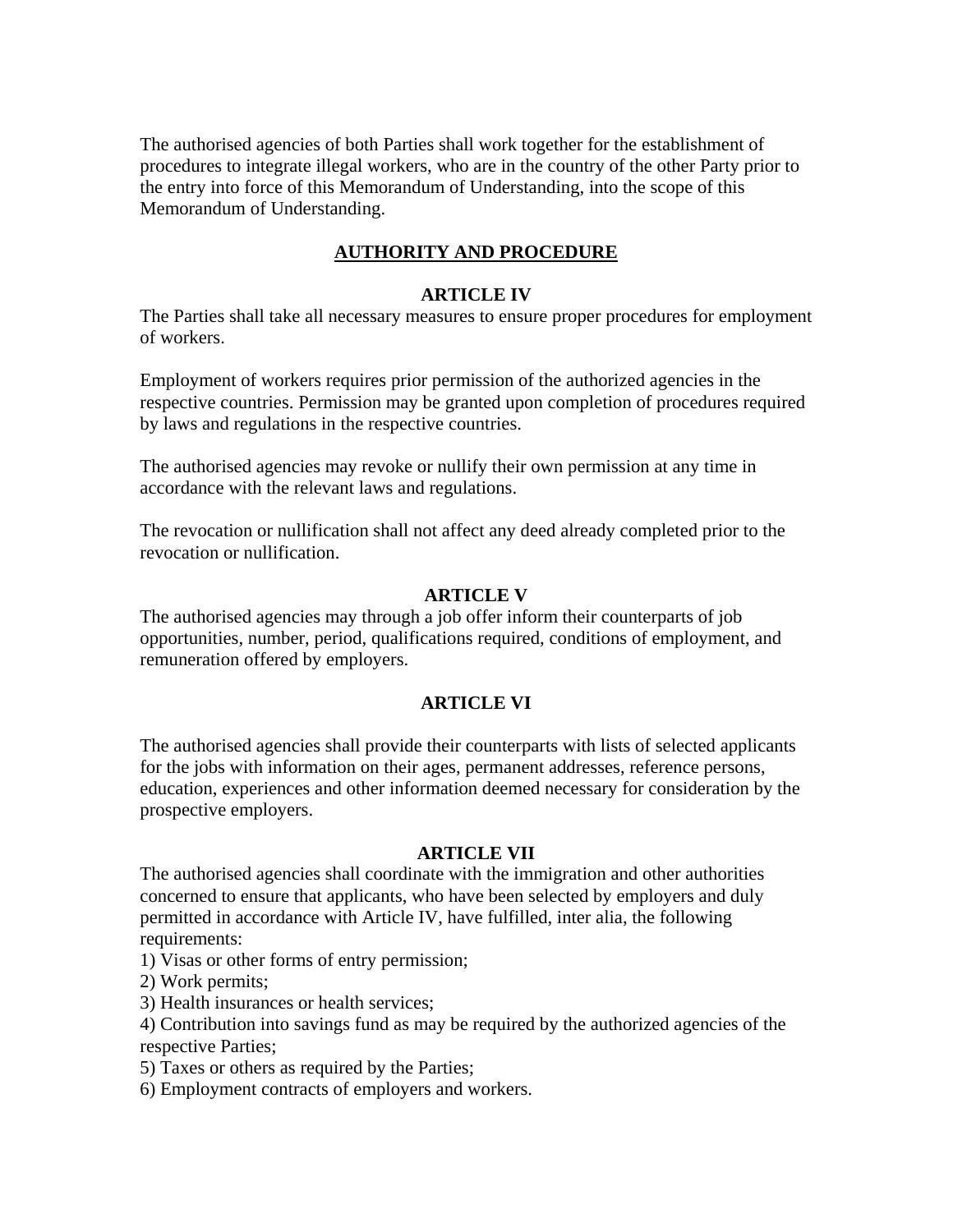The authorised agencies of both Parties shall work together for the establishment of procedures to integrate illegal workers, who are in the country of the other Party prior to the entry into force of this Memorandum of Understanding, into the scope of this Memorandum of Understanding.

## AUTHORITY AND PROCEDURE

### ARTICLE IV

The Parties shall take all necessary measures to ensure proper procedures for employment of workers.

Employment of workers requires prior permission of the authorized agencies in the respective countries. Permission may be granted upon completion of procedures required by laws and regulations in the respective countries.

The authorised agencies may revoke or nullify their own permission at any time in accordance with the relevant laws and regulations.

The revocation or nullification shall not affect any deed already completed prior to the revocation or nullification.

### ARTICLE V

The authorised agencies may through a job offer inform their counterparts of job opportunities, number, period, qualifications required, conditions of employment, and remuneration offered by employers.

### ARTICLE VI

The authorised agencies shall provide their counterparts with lists of selected applicants for the jobs with information on their ages, permanent addresses, reference persons, education, experiences and other information deemed necessary for consideration by the prospective employers.

### ARTICLE VII

The authorised agencies shall coordinate with the immigration and other authorities concerned to ensure that applicants, who have been selected by employers and duly permitted in accordance with Article IV, have fulfilled, inter alia, the following requirements:

1) Visas or other forms of entry permission;
2) Work permits;
3) Health insurances or health services;
4) Contribution into savings fund as may be required by the authorized agencies of the respective Parties;
5) Taxes or others as required by the Parties;
6) Employment contracts of employers and workers.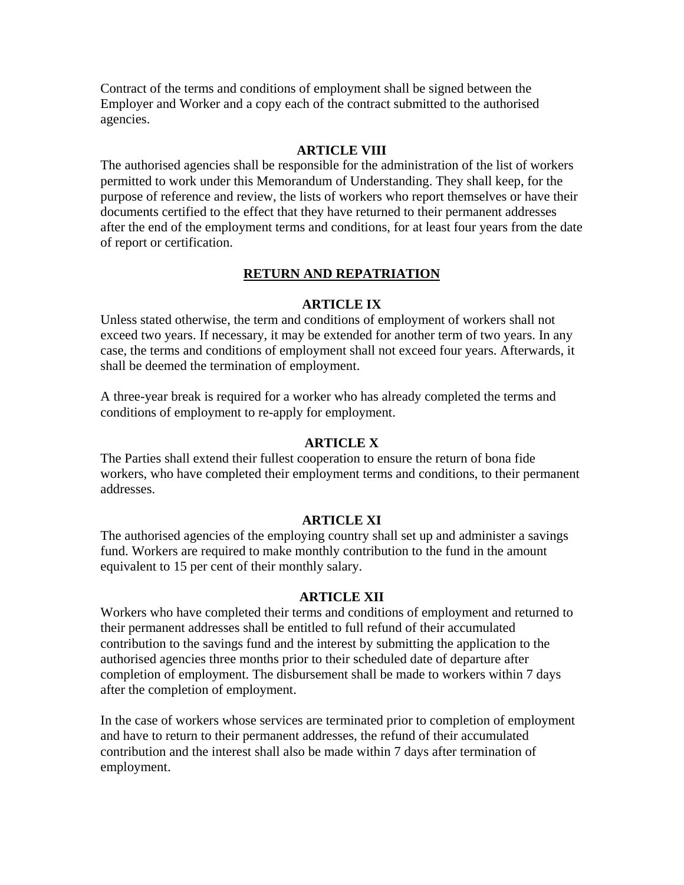Contract of the terms and conditions of employment shall be signed between the Employer and Worker and a copy each of the contract submitted to the authorised agencies.

**ARTICLE VIII**

The authorised agencies shall be responsible for the administration of the list of workers permitted to work under this Memorandum of Understanding. They shall keep, for the purpose of reference and review, the lists of workers who report themselves or have their documents certified to the effect that they have returned to their permanent addresses after the end of the employment terms and conditions, for at least four years from the date of report or certification.

## RETURN AND REPATRIATION

**ARTICLE IX**

Unless stated otherwise, the term and conditions of employment of workers shall not exceed two years. If necessary, it may be extended for another term of two years. In any case, the terms and conditions of employment shall not exceed four years. Afterwards, it shall be deemed the termination of employment.

A three-year break is required for a worker who has already completed the terms and conditions of employment to re-apply for employment.

**ARTICLE X**

The Parties shall extend their fullest cooperation to ensure the return of bona fide workers, who have completed their employment terms and conditions, to their permanent addresses.

**ARTICLE XI**

The authorised agencies of the employing country shall set up and administer a savings fund. Workers are required to make monthly contribution to the fund in the amount equivalent to 15 per cent of their monthly salary.

**ARTICLE XII**

Workers who have completed their terms and conditions of employment and returned to their permanent addresses shall be entitled to full refund of their accumulated contribution to the savings fund and the interest by submitting the application to the authorised agencies three months prior to their scheduled date of departure after completion of employment. The disbursement shall be made to workers within 7 days after the completion of employment.

In the case of workers whose services are terminated prior to completion of employment and have to return to their permanent addresses, the refund of their accumulated contribution and the interest shall also be made within 7 days after termination of employment.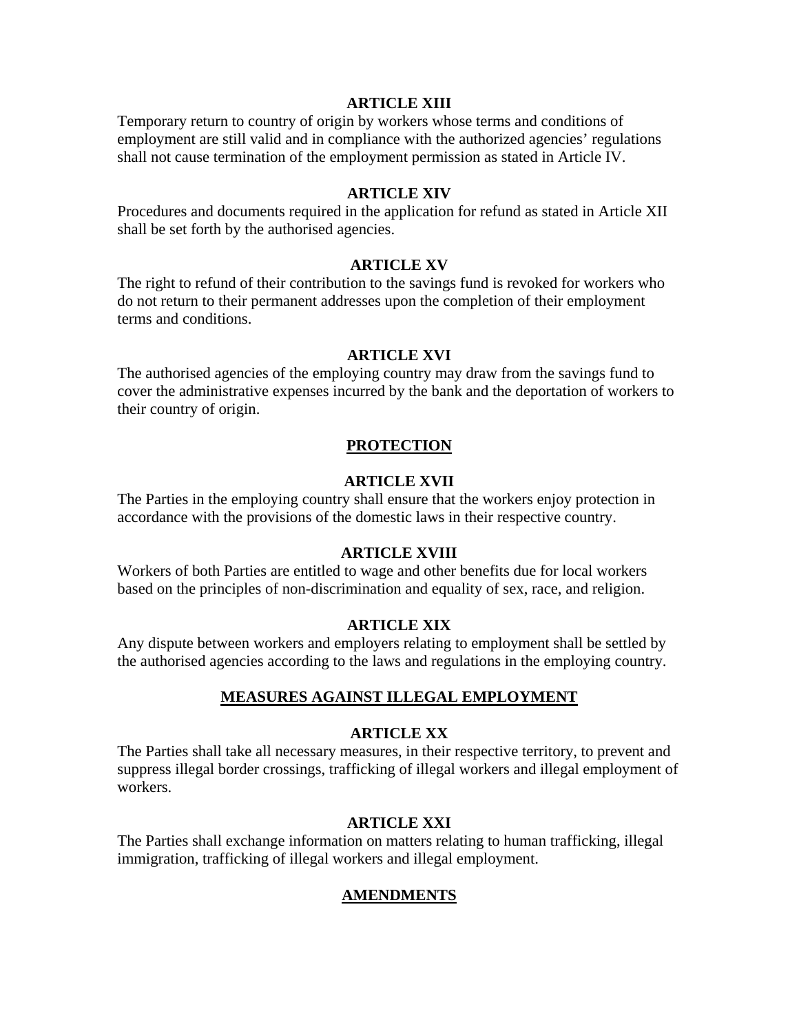### ARTICLE XIII

Temporary return to country of origin by workers whose terms and conditions of employment are still valid and in compliance with the authorized agencies' regulations shall not cause termination of the employment permission as stated in Article IV.

### ARTICLE XIV

Procedures and documents required in the application for refund as stated in Article XII shall be set forth by the authorised agencies.

### ARTICLE XV

The right to refund of their contribution to the savings fund is revoked for workers who do not return to their permanent addresses upon the completion of their employment terms and conditions.

### ARTICLE XVI

The authorised agencies of the employing country may draw from the savings fund to cover the administrative expenses incurred by the bank and the deportation of workers to their country of origin.

## PROTECTION

### ARTICLE XVII

The Parties in the employing country shall ensure that the workers enjoy protection in accordance with the provisions of the domestic laws in their respective country.

### ARTICLE XVIII

Workers of both Parties are entitled to wage and other benefits due for local workers based on the principles of non-discrimination and equality of sex, race, and religion.

### ARTICLE XIX

Any dispute between workers and employers relating to employment shall be settled by the authorised agencies according to the laws and regulations in the employing country.

## MEASURES AGAINST ILLEGAL EMPLOYMENT

### ARTICLE XX

The Parties shall take all necessary measures, in their respective territory, to prevent and suppress illegal border crossings, trafficking of illegal workers and illegal employment of workers.

### ARTICLE XXI

The Parties shall exchange information on matters relating to human trafficking, illegal immigration, trafficking of illegal workers and illegal employment.

## AMENDMENTS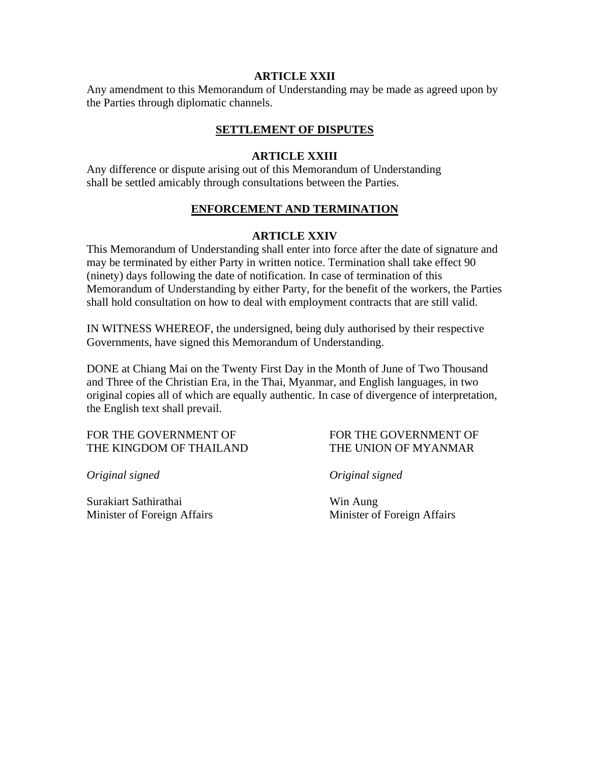**ARTICLE XXII**

Any amendment to this Memorandum of Understanding may be made as agreed upon by the Parties through diplomatic channels.

## SETTLEMENT OF DISPUTES

**ARTICLE XXIII**

Any difference or dispute arising out of this Memorandum of Understanding shall be settled amicably through consultations between the Parties.

## ENFORCEMENT AND TERMINATION

**ARTICLE XXIV**

This Memorandum of Understanding shall enter into force after the date of signature and may be terminated by either Party in written notice. Termination shall take effect 90 (ninety) days following the date of notification. In case of termination of this Memorandum of Understanding by either Party, for the benefit of the workers, the Parties shall hold consultation on how to deal with employment contracts that are still valid.

IN WITNESS WHEREOF, the undersigned, being duly authorised by their respective Governments, have signed this Memorandum of Understanding.

DONE at Chiang Mai on the Twenty First Day in the Month of June of Two Thousand and Three of the Christian Era, in the Thai, Myanmar, and English languages, in two original copies all of which are equally authentic. In case of divergence of interpretation, the English text shall prevail.

FOR THE GOVERNMENT OF
THE KINGDOM OF THAILAND

*Original signed*

Surakiart Sathirathai
Minister of Foreign Affairs

FOR THE GOVERNMENT OF
THE UNION OF MYANMAR

*Original signed*

Win Aung
Minister of Foreign Affairs